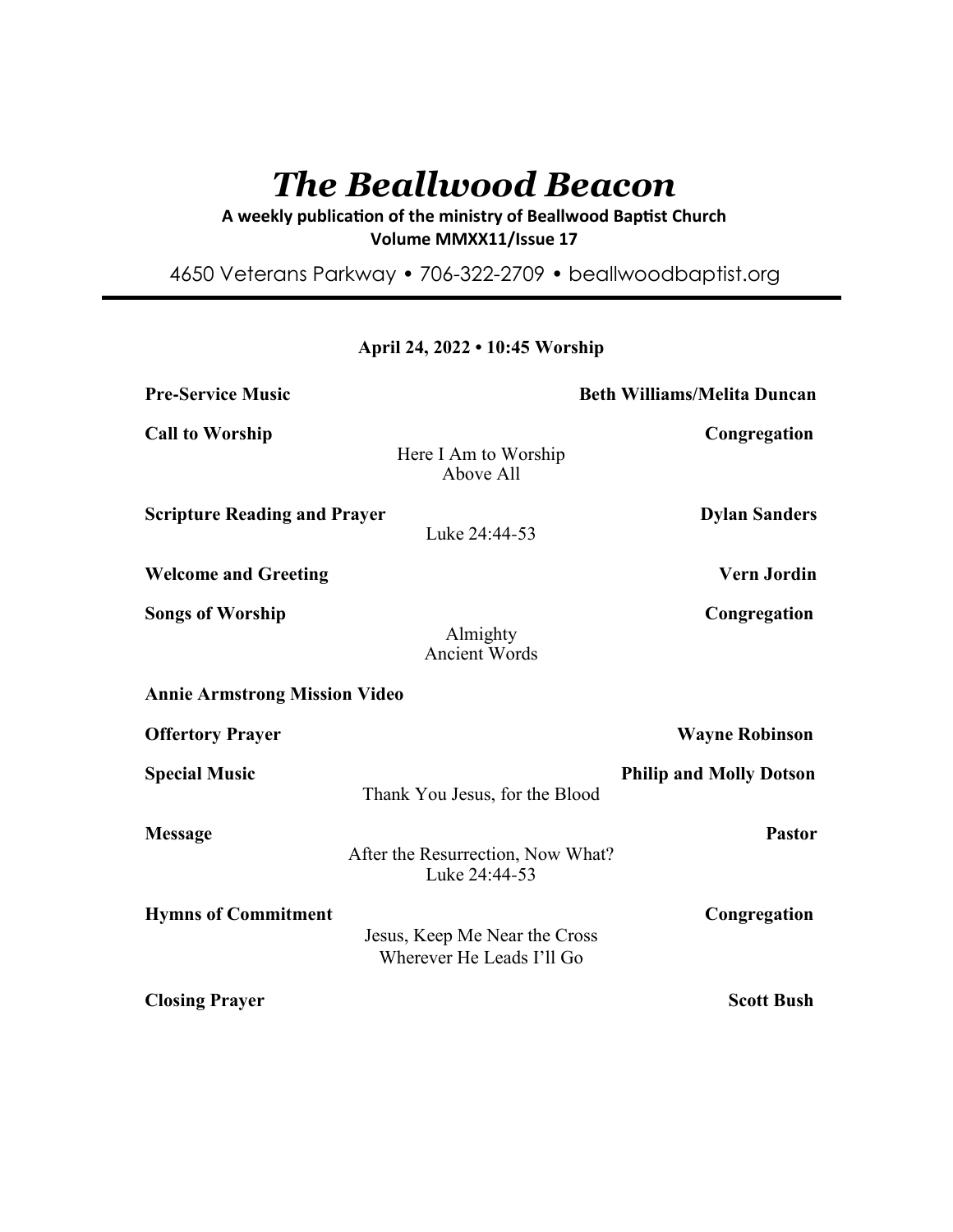# *The Beallwood Beacon*

**A weekly publication of the ministry of Beallwood Baptist Church**
**Volume MMXX11/Issue 17**

4650 Veterans Parkway • 706-322-2709 • beallwoodbaptist.org

---

**April 24, 2022 • 10:45 Worship**

**Pre-Service Music** — **Beth Williams/Melita Duncan**

**Call to Worship** — **Congregation**
Here I Am to Worship
Above All

**Scripture Reading and Prayer** — **Dylan Sanders**
Luke 24:44-53

**Welcome and Greeting** — **Vern Jordin**

**Songs of Worship** — **Congregation**
Almighty
Ancient Words

**Annie Armstrong Mission Video**

**Offertory Prayer** — **Wayne Robinson**

**Special Music** — **Philip and Molly Dotson**
Thank You Jesus, for the Blood

**Message** — **Pastor**
After the Resurrection, Now What?
Luke 24:44-53

**Hymns of Commitment** — **Congregation**
Jesus, Keep Me Near the Cross
Wherever He Leads I'll Go

**Closing Prayer** — **Scott Bush**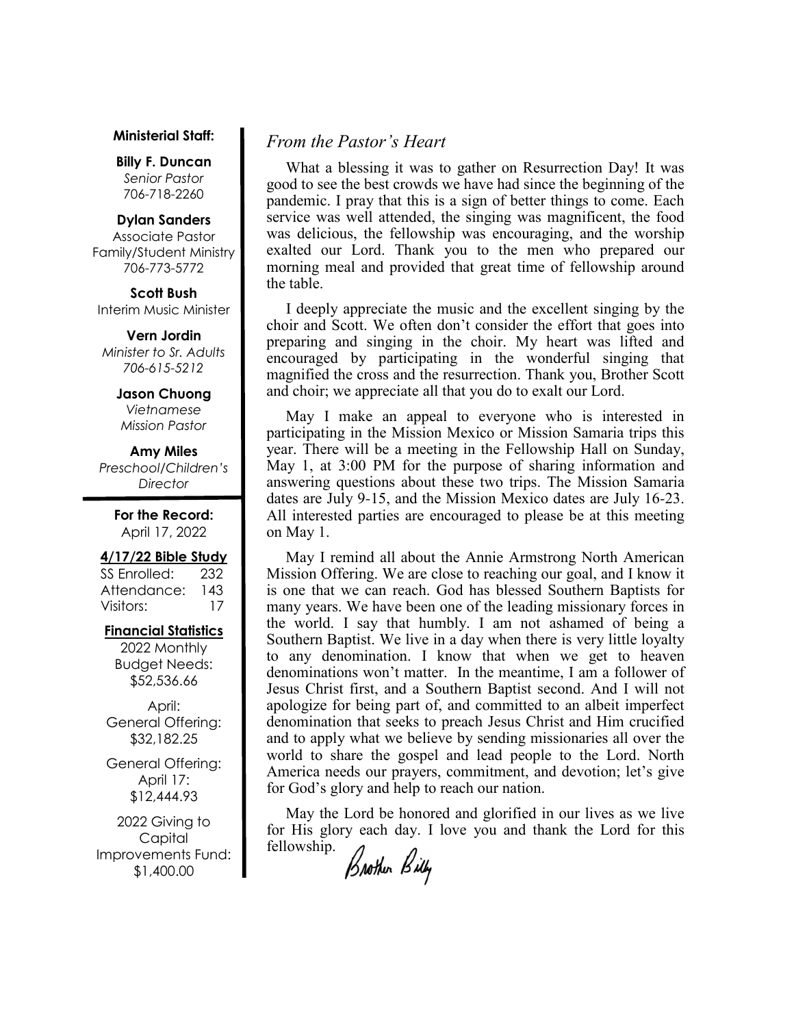**Ministerial Staff:**

**Billy F. Duncan**
*Senior Pastor*
706-718-2260

**Dylan Sanders**
Associate Pastor
Family/Student Ministry
706-773-5772

**Scott Bush**
Interim Music Minister

**Vern Jordin**
*Minister to Sr. Adults*
*706-615-5212*

**Jason Chuong**
*Vietnamese*
*Mission Pastor*

**Amy Miles**
*Preschool/Children's Director*

**For the Record:**
April 17, 2022

**4/17/22 Bible Study**

| | |
|---|---|
| SS Enrolled: | 232 |
| Attendance: | 143 |
| Visitors: | 17 |

**Financial Statistics**

2022 Monthly Budget Needs: $52,536.66

April:
General Offering:
$32,182.25

General Offering:
April 17:
$12,444.93

2022 Giving to Capital Improvements Fund:
$1,400.00

## *From the Pastor's Heart*

What a blessing it was to gather on Resurrection Day! It was good to see the best crowds we have had since the beginning of the pandemic. I pray that this is a sign of better things to come. Each service was well attended, the singing was magnificent, the food was delicious, the fellowship was encouraging, and the worship exalted our Lord. Thank you to the men who prepared our morning meal and provided that great time of fellowship around the table.

I deeply appreciate the music and the excellent singing by the choir and Scott. We often don't consider the effort that goes into preparing and singing in the choir. My heart was lifted and encouraged by participating in the wonderful singing that magnified the cross and the resurrection. Thank you, Brother Scott and choir; we appreciate all that you do to exalt our Lord.

May I make an appeal to everyone who is interested in participating in the Mission Mexico or Mission Samaria trips this year. There will be a meeting in the Fellowship Hall on Sunday, May 1, at 3:00 PM for the purpose of sharing information and answering questions about these two trips. The Mission Samaria dates are July 9-15, and the Mission Mexico dates are July 16-23. All interested parties are encouraged to please be at this meeting on May 1.

May I remind all about the Annie Armstrong North American Mission Offering. We are close to reaching our goal, and I know it is one that we can reach. God has blessed Southern Baptists for many years. We have been one of the leading missionary forces in the world. I say that humbly. I am not ashamed of being a Southern Baptist. We live in a day when there is very little loyalty to any denomination. I know that when we get to heaven denominations won't matter. In the meantime, I am a follower of Jesus Christ first, and a Southern Baptist second. And I will not apologize for being part of, and committed to an albeit imperfect denomination that seeks to preach Jesus Christ and Him crucified and to apply what we believe by sending missionaries all over the world to share the gospel and lead people to the Lord. North America needs our prayers, commitment, and devotion; let's give for God's glory and help to reach our nation.

May the Lord be honored and glorified in our lives as we live for His glory each day. I love you and thank the Lord for this fellowship.

Brother Billy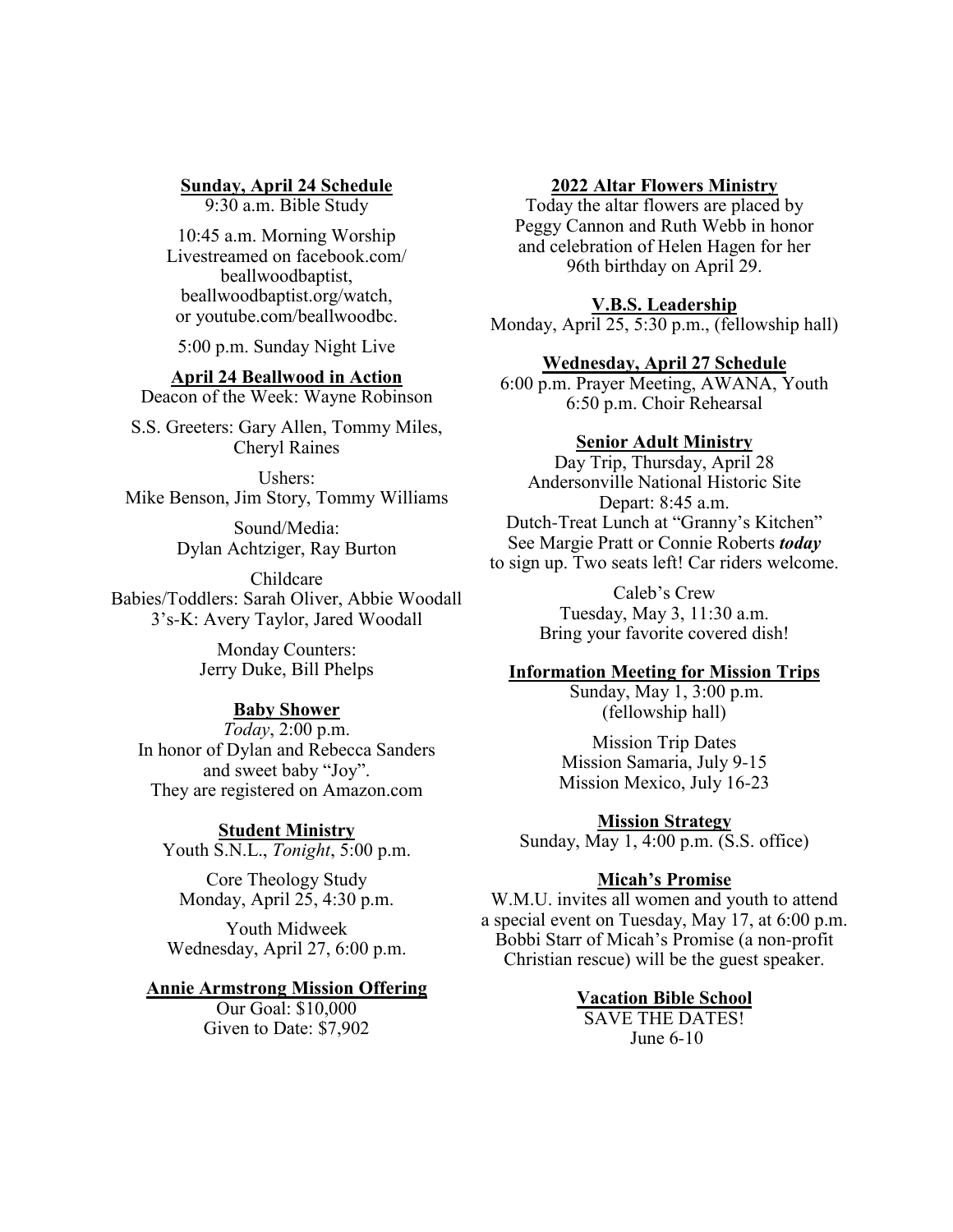**Sunday, April 24 Schedule**

9:30 a.m. Bible Study

10:45 a.m. Morning Worship
Livestreamed on facebook.com/beallwoodbaptist, beallwoodbaptist.org/watch, or youtube.com/beallwoodbc.

5:00 p.m. Sunday Night Live

**April 24 Beallwood in Action**

Deacon of the Week: Wayne Robinson

S.S. Greeters: Gary Allen, Tommy Miles, Cheryl Raines

Ushers:
Mike Benson, Jim Story, Tommy Williams

Sound/Media:
Dylan Achtziger, Ray Burton

Childcare
Babies/Toddlers: Sarah Oliver, Abbie Woodall
3's-K: Avery Taylor, Jared Woodall

Monday Counters:
Jerry Duke, Bill Phelps

**Baby Shower**

*Today*, 2:00 p.m.
In honor of Dylan and Rebecca Sanders and sweet baby "Joy".
They are registered on Amazon.com

**Student Ministry**

Youth S.N.L., *Tonight*, 5:00 p.m.

Core Theology Study
Monday, April 25, 4:30 p.m.

Youth Midweek
Wednesday, April 27, 6:00 p.m.

**Annie Armstrong Mission Offering**

Our Goal: $10,000
Given to Date: $7,902

**2022 Altar Flowers Ministry**

Today the altar flowers are placed by Peggy Cannon and Ruth Webb in honor and celebration of Helen Hagen for her 96th birthday on April 29.

**V.B.S. Leadership**

Monday, April 25, 5:30 p.m., (fellowship hall)

**Wednesday, April 27 Schedule**

6:00 p.m. Prayer Meeting, AWANA, Youth
6:50 p.m. Choir Rehearsal

**Senior Adult Ministry**

Day Trip, Thursday, April 28
Andersonville National Historic Site
Depart: 8:45 a.m.
Dutch-Treat Lunch at "Granny's Kitchen"
See Margie Pratt or Connie Roberts ***today*** to sign up. Two seats left! Car riders welcome.

Caleb's Crew
Tuesday, May 3, 11:30 a.m.
Bring your favorite covered dish!

**Information Meeting for Mission Trips**

Sunday, May 1, 3:00 p.m.
(fellowship hall)

Mission Trip Dates
Mission Samaria, July 9-15
Mission Mexico, July 16-23

**Mission Strategy**

Sunday, May 1, 4:00 p.m. (S.S. office)

**Micah's Promise**

W.M.U. invites all women and youth to attend a special event on Tuesday, May 17, at 6:00 p.m. Bobbi Starr of Micah's Promise (a non-profit Christian rescue) will be the guest speaker.

**Vacation Bible School**

SAVE THE DATES!
June 6-10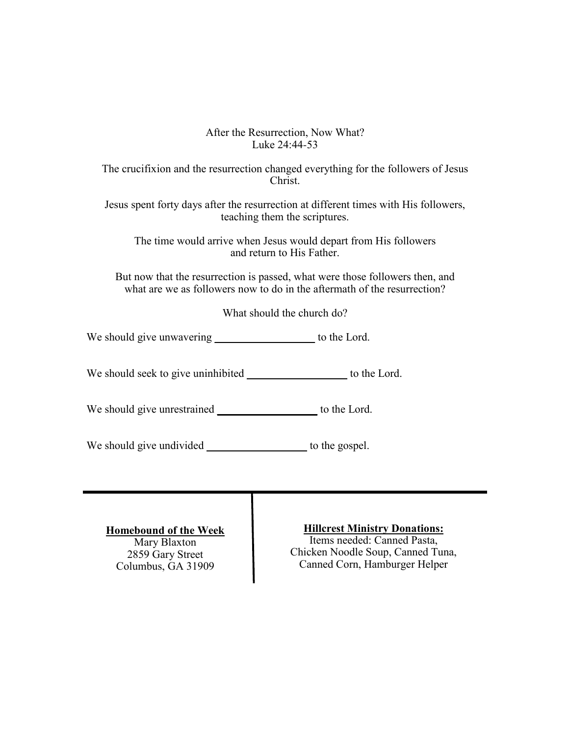After the Resurrection, Now What?
Luke 24:44-53

The crucifixion and the resurrection changed everything for the followers of Jesus Christ.

Jesus spent forty days after the resurrection at different times with His followers, teaching them the scriptures.

The time would arrive when Jesus would depart from His followers and return to His Father.

But now that the resurrection is passed, what were those followers then, and what are we as followers now to do in the aftermath of the resurrection?

What should the church do?

We should give unwavering __________________ to the Lord.

We should seek to give uninhibited __________________ to the Lord.

We should give unrestrained __________________ to the Lord.

We should give undivided __________________ to the gospel.

---

**Homebound of the Week**
Mary Blaxton
2859 Gary Street
Columbus, GA 31909

**Hillcrest Ministry Donations:**
Items needed: Canned Pasta, Chicken Noodle Soup, Canned Tuna, Canned Corn, Hamburger Helper